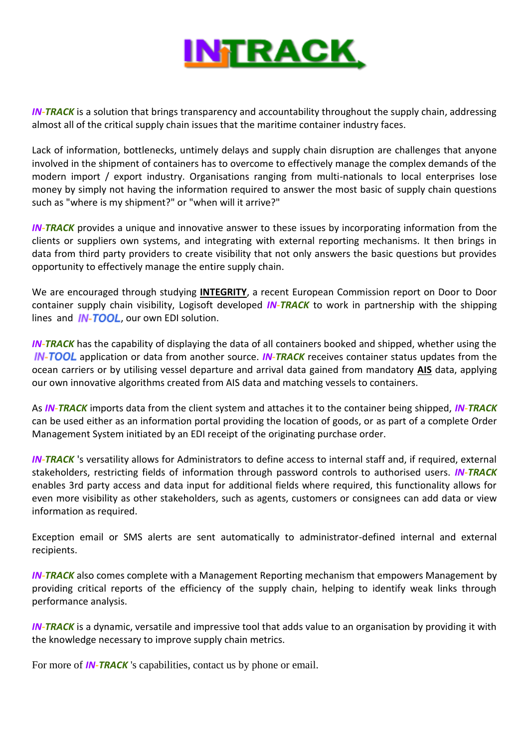# INTRACK

***IN-TRACK*** is a solution that brings transparency and accountability throughout the supply chain, addressing almost all of the critical supply chain issues that the maritime container industry faces.

Lack of information, bottlenecks, untimely delays and supply chain disruption are challenges that anyone involved in the shipment of containers has to overcome to effectively manage the complex demands of the modern import / export industry. Organisations ranging from multi-nationals to local enterprises lose money by simply not having the information required to answer the most basic of supply chain questions such as "where is my shipment?" or "when will it arrive?"

***IN-TRACK*** provides a unique and innovative answer to these issues by incorporating information from the clients or suppliers own systems, and integrating with external reporting mechanisms. It then brings in data from third party providers to create visibility that not only answers the basic questions but provides opportunity to effectively manage the entire supply chain.

We are encouraged through studying **INTEGRITY**, a recent European Commission report on Door to Door container supply chain visibility, Logisoft developed ***IN-TRACK*** to work in partnership with the shipping lines and ***IN-TOOL***, our own EDI solution.

***IN-TRACK*** has the capability of displaying the data of all containers booked and shipped, whether using the ***IN-TOOL*** application or data from another source. ***IN-TRACK*** receives container status updates from the ocean carriers or by utilising vessel departure and arrival data gained from mandatory **AIS** data, applying our own innovative algorithms created from AIS data and matching vessels to containers.

As ***IN-TRACK*** imports data from the client system and attaches it to the container being shipped, ***IN-TRACK*** can be used either as an information portal providing the location of goods, or as part of a complete Order Management System initiated by an EDI receipt of the originating purchase order.

***IN-TRACK*** 's versatility allows for Administrators to define access to internal staff and, if required, external stakeholders, restricting fields of information through password controls to authorised users. ***IN-TRACK*** enables 3rd party access and data input for additional fields where required, this functionality allows for even more visibility as other stakeholders, such as agents, customers or consignees can add data or view information as required.

Exception email or SMS alerts are sent automatically to administrator-defined internal and external recipients.

***IN-TRACK*** also comes complete with a Management Reporting mechanism that empowers Management by providing critical reports of the efficiency of the supply chain, helping to identify weak links through performance analysis.

***IN-TRACK*** is a dynamic, versatile and impressive tool that adds value to an organisation by providing it with the knowledge necessary to improve supply chain metrics.

For more of ***IN-TRACK*** 's capabilities, contact us by phone or email.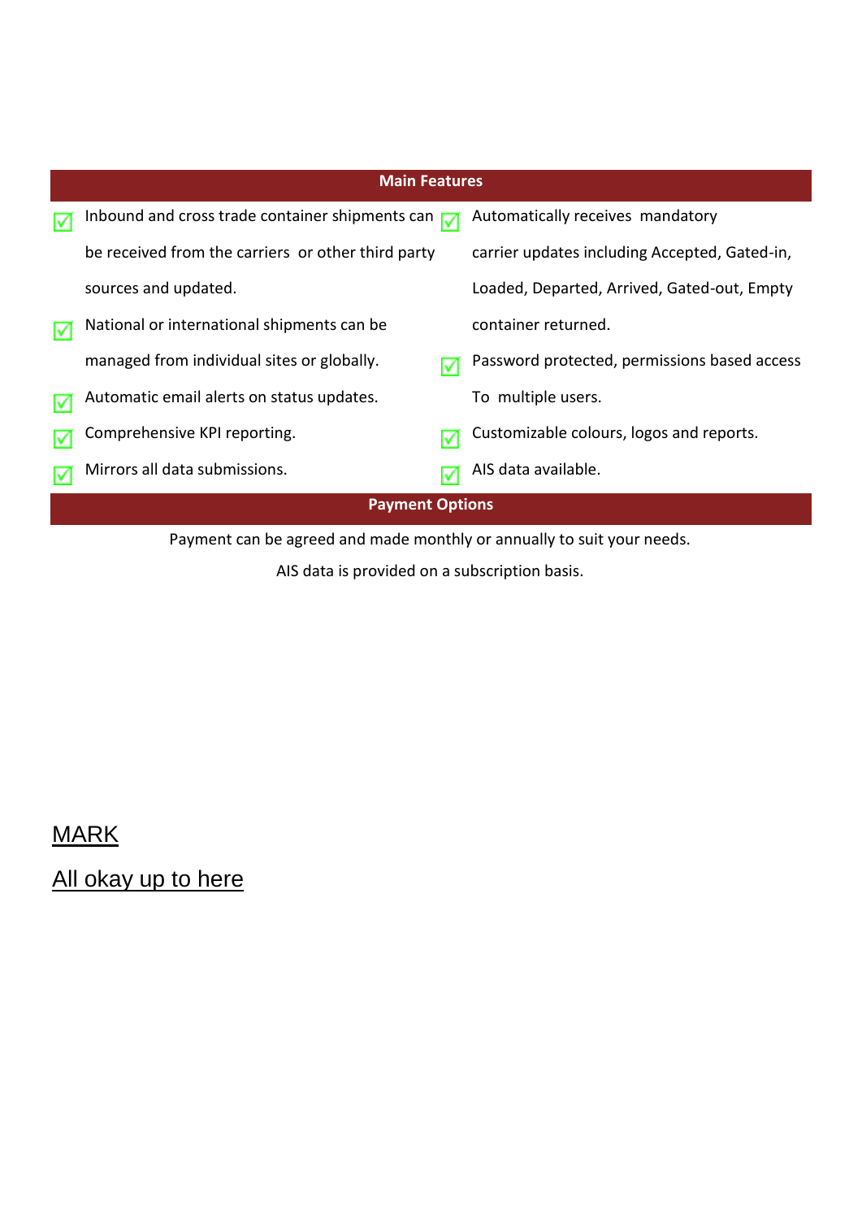## Main Features

- Inbound and cross trade container shipments can be received from the carriers or other third party sources and updated.
- National or international shipments can be managed from individual sites or globally.
- Automatic email alerts on status updates.
- Comprehensive KPI reporting.
- Mirrors all data submissions.
- Automatically receives mandatory carrier updates including Accepted, Gated-in, Loaded, Departed, Arrived, Gated-out, Empty container returned.
- Password protected, permissions based access To multiple users.
- Customizable colours, logos and reports.
- AIS data available.

## Payment Options

Payment can be agreed and made monthly or annually to suit your needs.

AIS data is provided on a subscription basis.

<u>MARK</u>

<u>All okay up to here</u>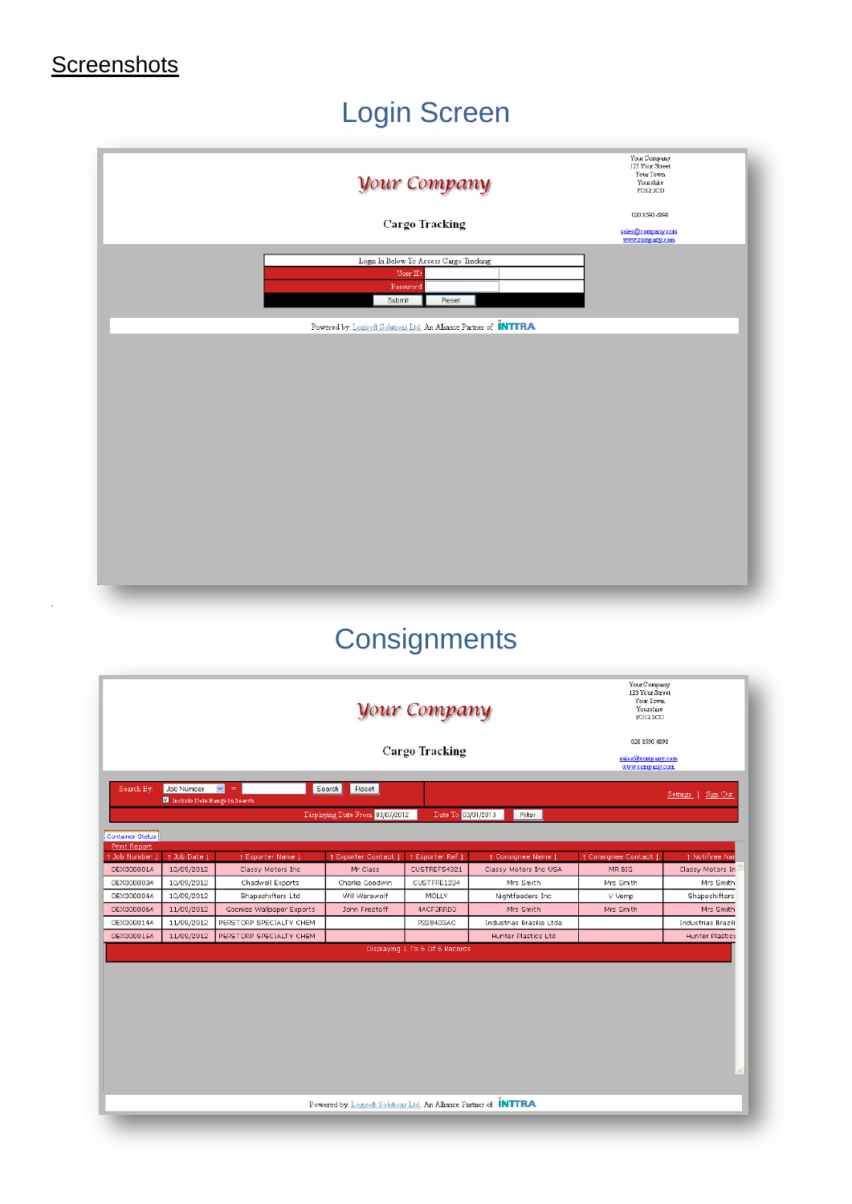# Screenshots

## Login Screen

Your Company

Cargo Tracking

Your Company
123 Your Street
Your Town
Yourshire
YO12 3CD

020 8590 4898

sales@company.com
www.company.com

Login In Below To Access Cargo Tracking

User ID:

Password:

Submit | Reset

Powered by: Logisoft Solutions Ltd. An Alliance Partner of INTTRA

## Consignments

Your Company

Cargo Tracking

Your Company
123 Your Street
Your Town
Yourshire
YO12 3CD

020 8590 4898

sales@company.com
www.company.com

Search By: Job Number = Search Reset

Include Date Range In Search

Settings | Sign Out

Displaying Date From 03/07/2012 Date To 03/01/2013 Filter

Container Status

Print Report

| ↑ Job Number ↓ | ↑ Job Date ↓ | ↑ Exporter Name ↓ | ↑ Exporter Contact ↓ | ↑ Exporter Ref ↓ | ↑ Consignee Name ↓ | ↑ Consignee Contact ↓ | ↑ Notifyee Nar |
|---|---|---|---|---|---|---|---|
| OEX0000014 | 10/09/2012 | Classy Motors Inc | Mr Class | CUSTREF54321 | Classy Motors Inc USA | MR BIG | Classy Motors In |
| OEX0000034 | 10/09/2012 | Chadwell Exports | Charlie Goodwin | CUSTFRE1234 | Mrs Smith | Mrs Smith | Mrs Smith |
| OEX0000044 | 10/09/2012 | Shapeshifters Ltd | Will Werewolf | MOLLY | Nightfeeders Inc | V Vamp | Shapeshifters |
| OEX0000064 | 11/09/2012 | Goonies Wallpaper Exports | John Frostoff | 4ACF3RRD3 | Mrs Smith | Mrs Smith | Mrs Smith |
| OEX0000144 | 11/09/2012 | PERSTORP SPECIALTY CHEM | | P22840SAC | Industrias Brazilia Ltda | | Industrias Brazil |
| OEX0000154 | 11/09/2012 | PERSTORP SPECIALTY CHEM | | | Hunter Plastics Ltd | | Hunter Plastics |

Displaying 1 To 6 Of 6 Records

Powered by: Logisoft Solutions Ltd. An Alliance Partner of INTTRA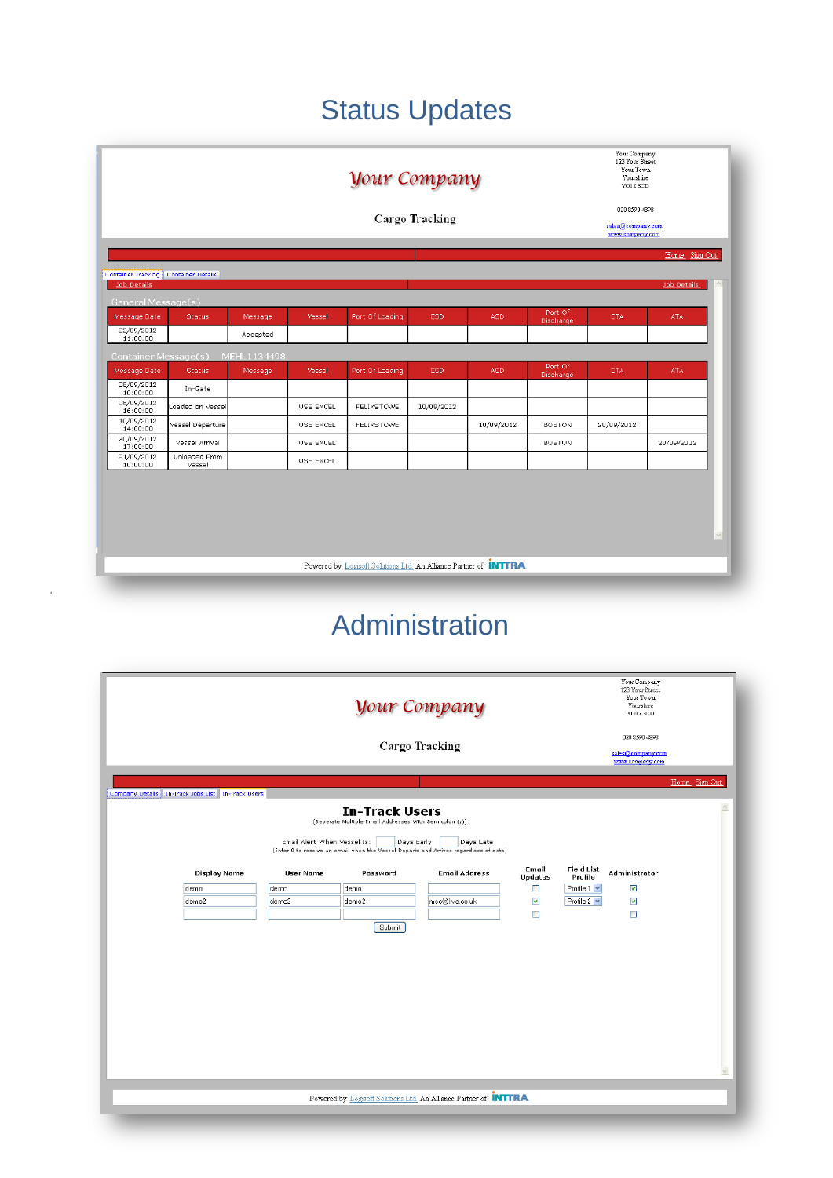# Status Updates

Your Company

Cargo Tracking

Your Company
123 Your Street
Your Town
Yourshire
YO1 2 3CD

020 8590 4898

sales@company.com
www.company.com

Home Sign Out

Container Tracking | Container Details

Job Details | Job Details

General Message(s)

| Message Date | Status | Message | Vessel | Port Of Loading | ESD | ASD | Port Of Discharge | ETA | ATA |
|---|---|---|---|---|---|---|---|---|---|
| 02/09/2012 11:00:00 | | Accepted | | | | | | | |

Container Message(s) MEHL1134498

| Message Date | Status | Message | Vessel | Port Of Loading | ESD | ASD | Port Of Discharge | ETA | ATA |
|---|---|---|---|---|---|---|---|---|---|
| 08/09/2012 10:00:00 | In-Gate | | | | | | | | |
| 08/09/2012 16:00:00 | Loaded on Vessel | | USS EXCEL | FELIXSTOWE | 10/09/2012 | | | | |
| 10/09/2012 14:00:00 | Vessel Departure | | USS EXCEL | FELIXSTOWE | | 10/09/2012 | BOSTON | 20/09/2012 | |
| 20/09/2012 17:00:00 | Vessel Arrival | | USS EXCEL | | | | BOSTON | | 20/09/2012 |
| 21/09/2012 10:00:00 | Unloaded From Vessel | | USS EXCEL | | | | | | |

Powered by Logsoft Solutions Ltd. An Alliance Partner of INTTRA

# Administration

Your Company

Cargo Tracking

Your Company
123 Your Street
Your Town
Yourshire
YO1 2 3CD

020 8590 4898

sales@company.com
www.company.com

Home Sign Out

Company Details | In-Track Jobs List | In-Track Users

## In-Track Users

(Separate Multiple Email Addresses With Semicolon (;))

Email Alert When Vessel Is: [ ] Days Early [ ] Days Late

(Enter 0 to receive an email when the Vessel Departs and Arrives regardless of date)

| Display Name | User Name | Password | Email Address | Email Updates | Field List Profile | Administrator |
|---|---|---|---|---|---|---|
| demo | demo | demo | | ☐ | Profile 1 | ☑ |
| demo2 | demo2 | demo2 | msc@live.co.uk | ☑ | Profile 2 | ☑ |
| | | | | ☐ | | ☐ |

Submit

Powered by Logsoft Solutions Ltd. An Alliance Partner of INTTRA